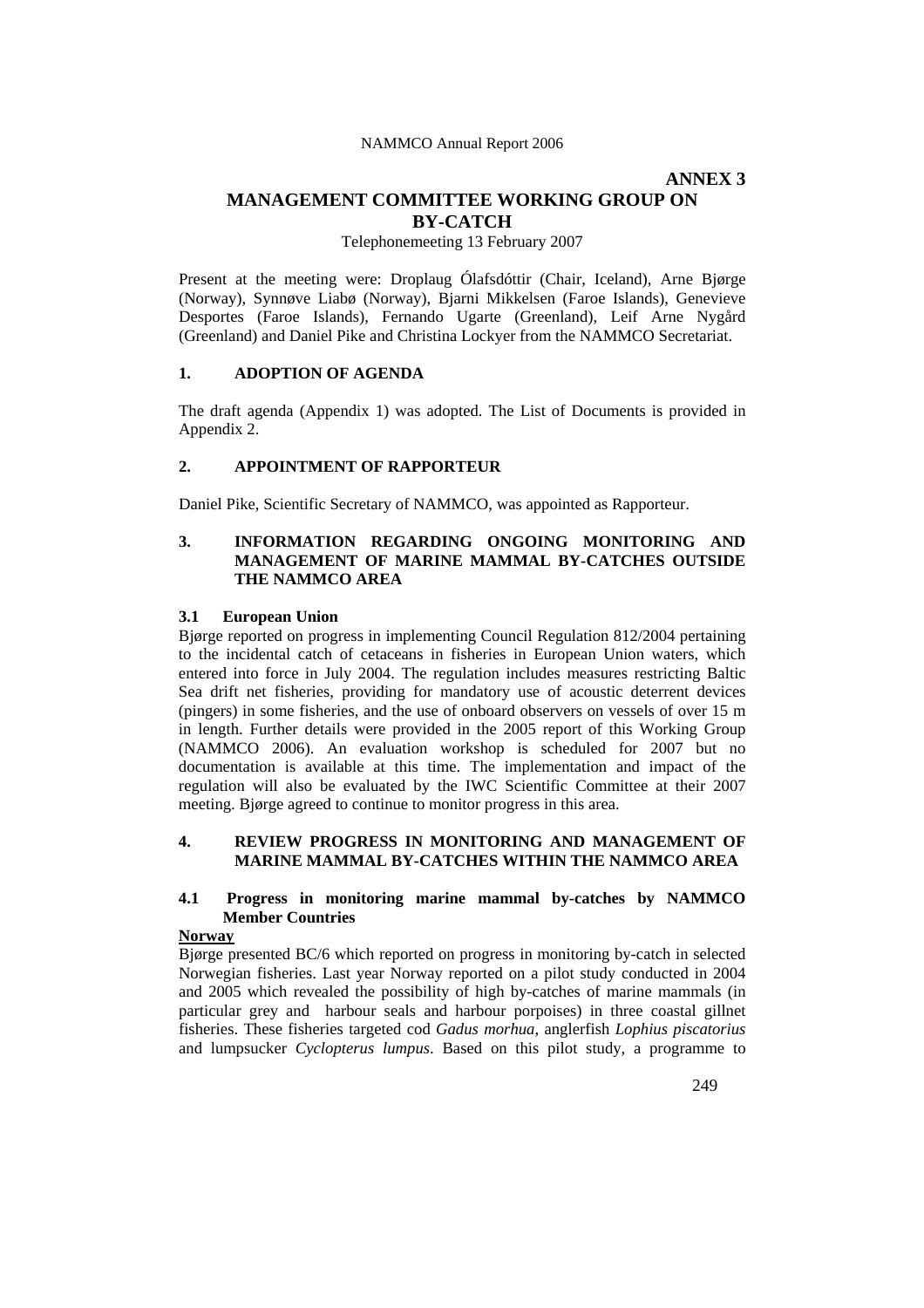**ANNEX 3**

# MANAGEMENT COMMITTEE WORKING GROUP ON BY-CATCH

Telephonemeeting 13 February 2007

Present at the meeting were: Droplaug Ólafsdóttir (Chair, Iceland), Arne Bjørge (Norway), Synnøve Liabø (Norway), Bjarni Mikkelsen (Faroe Islands), Genevieve Desportes (Faroe Islands), Fernando Ugarte (Greenland), Leif Arne Nygård (Greenland) and Daniel Pike and Christina Lockyer from the NAMMCO Secretariat.

## 1. ADOPTION OF AGENDA

The draft agenda (Appendix 1) was adopted. The List of Documents is provided in Appendix 2.

## 2. APPOINTMENT OF RAPPORTEUR

Daniel Pike, Scientific Secretary of NAMMCO, was appointed as Rapporteur.

## 3. INFORMATION REGARDING ONGOING MONITORING AND MANAGEMENT OF MARINE MAMMAL BY-CATCHES OUTSIDE THE NAMMCO AREA

### 3.1 European Union

Bjørge reported on progress in implementing Council Regulation 812/2004 pertaining to the incidental catch of cetaceans in fisheries in European Union waters, which entered into force in July 2004. The regulation includes measures restricting Baltic Sea drift net fisheries, providing for mandatory use of acoustic deterrent devices (pingers) in some fisheries, and the use of onboard observers on vessels of over 15 m in length. Further details were provided in the 2005 report of this Working Group (NAMMCO 2006). An evaluation workshop is scheduled for 2007 but no documentation is available at this time. The implementation and impact of the regulation will also be evaluated by the IWC Scientific Committee at their 2007 meeting. Bjørge agreed to continue to monitor progress in this area.

## 4. REVIEW PROGRESS IN MONITORING AND MANAGEMENT OF MARINE MAMMAL BY-CATCHES WITHIN THE NAMMCO AREA

### 4.1 Progress in monitoring marine mammal by-catches by NAMMCO Member Countries

**Norway**

Bjørge presented BC/6 which reported on progress in monitoring by-catch in selected Norwegian fisheries. Last year Norway reported on a pilot study conducted in 2004 and 2005 which revealed the possibility of high by-catches of marine mammals (in particular grey and harbour seals and harbour porpoises) in three coastal gillnet fisheries. These fisheries targeted cod *Gadus morhua*, anglerfish *Lophius piscatorius* and lumpsucker *Cyclopterus lumpus*. Based on this pilot study, a programme to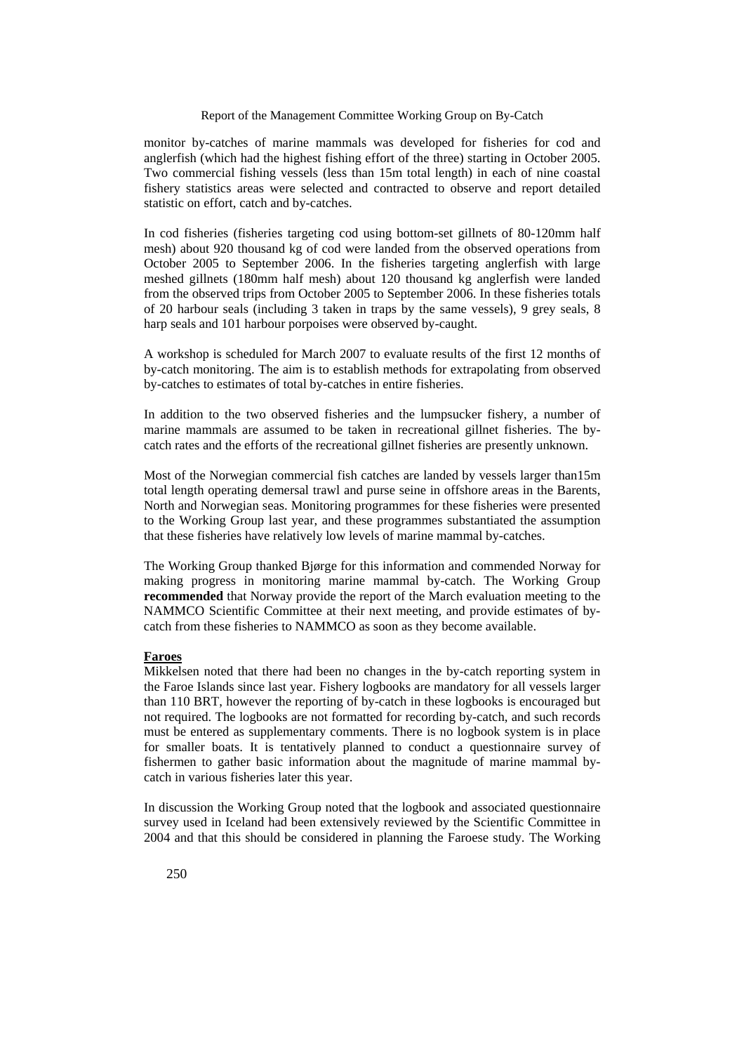monitor by-catches of marine mammals was developed for fisheries for cod and anglerfish (which had the highest fishing effort of the three) starting in October 2005. Two commercial fishing vessels (less than 15m total length) in each of nine coastal fishery statistics areas were selected and contracted to observe and report detailed statistic on effort, catch and by-catches.

In cod fisheries (fisheries targeting cod using bottom-set gillnets of 80-120mm half mesh) about 920 thousand kg of cod were landed from the observed operations from October 2005 to September 2006. In the fisheries targeting anglerfish with large meshed gillnets (180mm half mesh) about 120 thousand kg anglerfish were landed from the observed trips from October 2005 to September 2006. In these fisheries totals of 20 harbour seals (including 3 taken in traps by the same vessels), 9 grey seals, 8 harp seals and 101 harbour porpoises were observed by-caught.

A workshop is scheduled for March 2007 to evaluate results of the first 12 months of by-catch monitoring. The aim is to establish methods for extrapolating from observed by-catches to estimates of total by-catches in entire fisheries.

In addition to the two observed fisheries and the lumpsucker fishery, a number of marine mammals are assumed to be taken in recreational gillnet fisheries. The by-catch rates and the efforts of the recreational gillnet fisheries are presently unknown.

Most of the Norwegian commercial fish catches are landed by vessels larger than15m total length operating demersal trawl and purse seine in offshore areas in the Barents, North and Norwegian seas. Monitoring programmes for these fisheries were presented to the Working Group last year, and these programmes substantiated the assumption that these fisheries have relatively low levels of marine mammal by-catches.

The Working Group thanked Bjørge for this information and commended Norway for making progress in monitoring marine mammal by-catch. The Working Group **recommended** that Norway provide the report of the March evaluation meeting to the NAMMCO Scientific Committee at their next meeting, and provide estimates of by-catch from these fisheries to NAMMCO as soon as they become available.

**Faroes**

Mikkelsen noted that there had been no changes in the by-catch reporting system in the Faroe Islands since last year. Fishery logbooks are mandatory for all vessels larger than 110 BRT, however the reporting of by-catch in these logbooks is encouraged but not required. The logbooks are not formatted for recording by-catch, and such records must be entered as supplementary comments. There is no logbook system is in place for smaller boats. It is tentatively planned to conduct a questionnaire survey of fishermen to gather basic information about the magnitude of marine mammal by-catch in various fisheries later this year.

In discussion the Working Group noted that the logbook and associated questionnaire survey used in Iceland had been extensively reviewed by the Scientific Committee in 2004 and that this should be considered in planning the Faroese study. The Working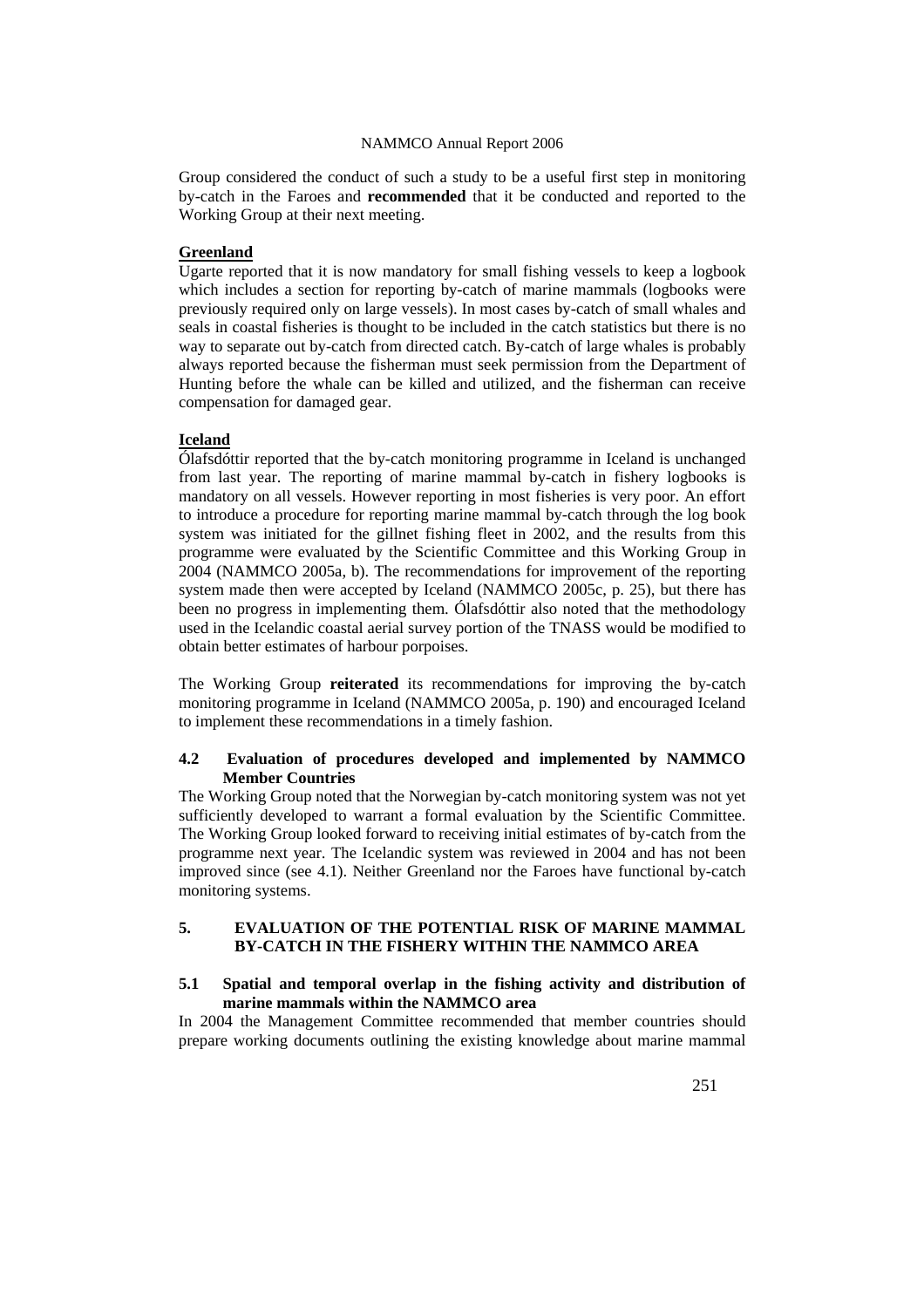Group considered the conduct of such a study to be a useful first step in monitoring by-catch in the Faroes and **recommended** that it be conducted and reported to the Working Group at their next meeting.

**Greenland**

Ugarte reported that it is now mandatory for small fishing vessels to keep a logbook which includes a section for reporting by-catch of marine mammals (logbooks were previously required only on large vessels). In most cases by-catch of small whales and seals in coastal fisheries is thought to be included in the catch statistics but there is no way to separate out by-catch from directed catch. By-catch of large whales is probably always reported because the fisherman must seek permission from the Department of Hunting before the whale can be killed and utilized, and the fisherman can receive compensation for damaged gear.

**Iceland**

Ólafsdóttir reported that the by-catch monitoring programme in Iceland is unchanged from last year. The reporting of marine mammal by-catch in fishery logbooks is mandatory on all vessels. However reporting in most fisheries is very poor. An effort to introduce a procedure for reporting marine mammal by-catch through the log book system was initiated for the gillnet fishing fleet in 2002, and the results from this programme were evaluated by the Scientific Committee and this Working Group in 2004 (NAMMCO 2005a, b). The recommendations for improvement of the reporting system made then were accepted by Iceland (NAMMCO 2005c, p. 25), but there has been no progress in implementing them. Ólafsdóttir also noted that the methodology used in the Icelandic coastal aerial survey portion of the TNASS would be modified to obtain better estimates of harbour porpoises.

The Working Group **reiterated** its recommendations for improving the by-catch monitoring programme in Iceland (NAMMCO 2005a, p. 190) and encouraged Iceland to implement these recommendations in a timely fashion.

### 4.2 Evaluation of procedures developed and implemented by NAMMCO Member Countries

The Working Group noted that the Norwegian by-catch monitoring system was not yet sufficiently developed to warrant a formal evaluation by the Scientific Committee. The Working Group looked forward to receiving initial estimates of by-catch from the programme next year. The Icelandic system was reviewed in 2004 and has not been improved since (see 4.1). Neither Greenland nor the Faroes have functional by-catch monitoring systems.

## 5. EVALUATION OF THE POTENTIAL RISK OF MARINE MAMMAL BY-CATCH IN THE FISHERY WITHIN THE NAMMCO AREA

### 5.1 Spatial and temporal overlap in the fishing activity and distribution of marine mammals within the NAMMCO area

In 2004 the Management Committee recommended that member countries should prepare working documents outlining the existing knowledge about marine mammal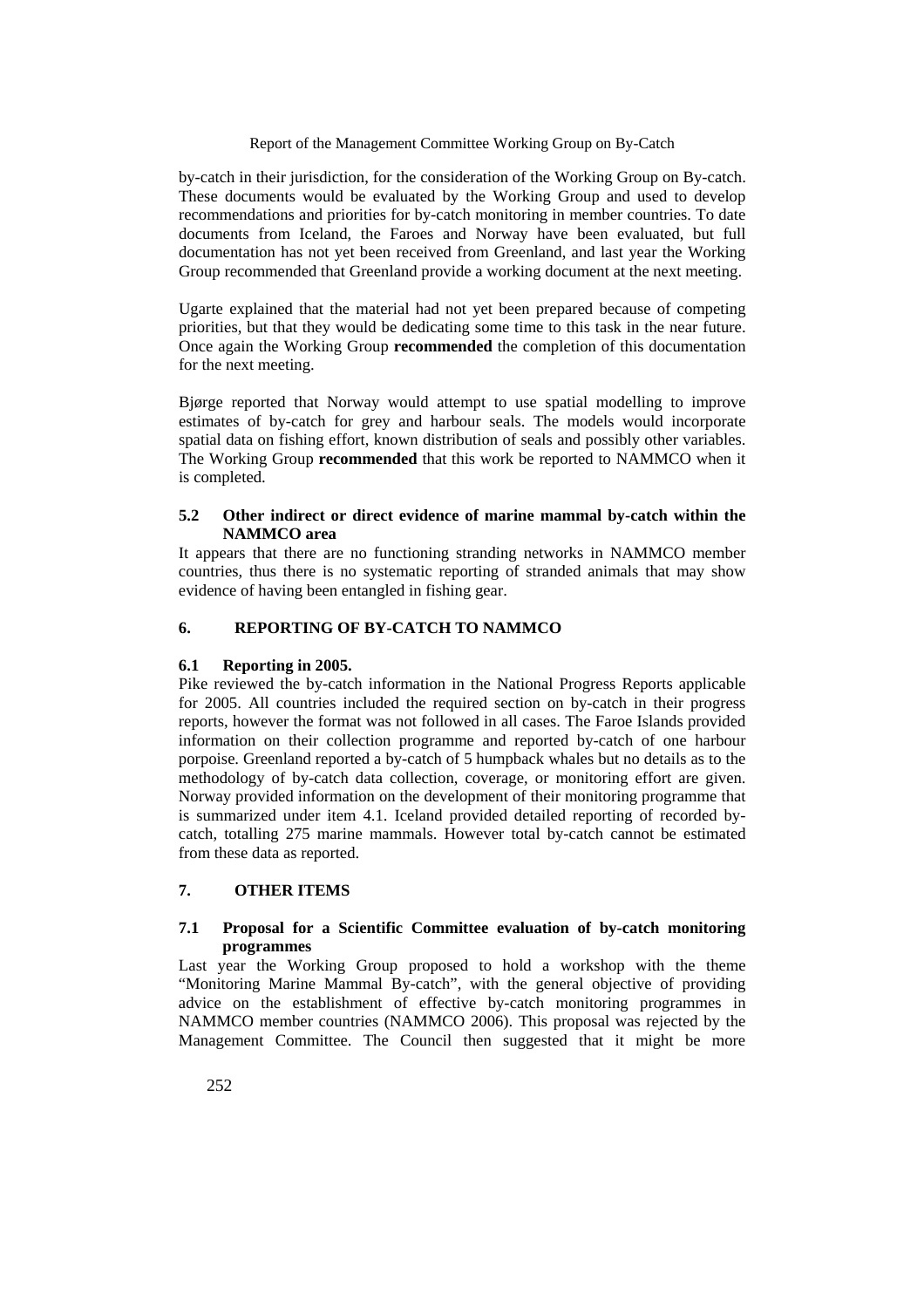by-catch in their jurisdiction, for the consideration of the Working Group on By-catch. These documents would be evaluated by the Working Group and used to develop recommendations and priorities for by-catch monitoring in member countries. To date documents from Iceland, the Faroes and Norway have been evaluated, but full documentation has not yet been received from Greenland, and last year the Working Group recommended that Greenland provide a working document at the next meeting.

Ugarte explained that the material had not yet been prepared because of competing priorities, but that they would be dedicating some time to this task in the near future. Once again the Working Group **recommended** the completion of this documentation for the next meeting.

Bjørge reported that Norway would attempt to use spatial modelling to improve estimates of by-catch for grey and harbour seals. The models would incorporate spatial data on fishing effort, known distribution of seals and possibly other variables. The Working Group **recommended** that this work be reported to NAMMCO when it is completed.

### 5.2 Other indirect or direct evidence of marine mammal by-catch within the NAMMCO area

It appears that there are no functioning stranding networks in NAMMCO member countries, thus there is no systematic reporting of stranded animals that may show evidence of having been entangled in fishing gear.

## 6. REPORTING OF BY-CATCH TO NAMMCO

### 6.1 Reporting in 2005.

Pike reviewed the by-catch information in the National Progress Reports applicable for 2005. All countries included the required section on by-catch in their progress reports, however the format was not followed in all cases. The Faroe Islands provided information on their collection programme and reported by-catch of one harbour porpoise. Greenland reported a by-catch of 5 humpback whales but no details as to the methodology of by-catch data collection, coverage, or monitoring effort are given. Norway provided information on the development of their monitoring programme that is summarized under item 4.1. Iceland provided detailed reporting of recorded by-catch, totalling 275 marine mammals. However total by-catch cannot be estimated from these data as reported.

## 7. OTHER ITEMS

### 7.1 Proposal for a Scientific Committee evaluation of by-catch monitoring programmes

Last year the Working Group proposed to hold a workshop with the theme "Monitoring Marine Mammal By-catch", with the general objective of providing advice on the establishment of effective by-catch monitoring programmes in NAMMCO member countries (NAMMCO 2006). This proposal was rejected by the Management Committee. The Council then suggested that it might be more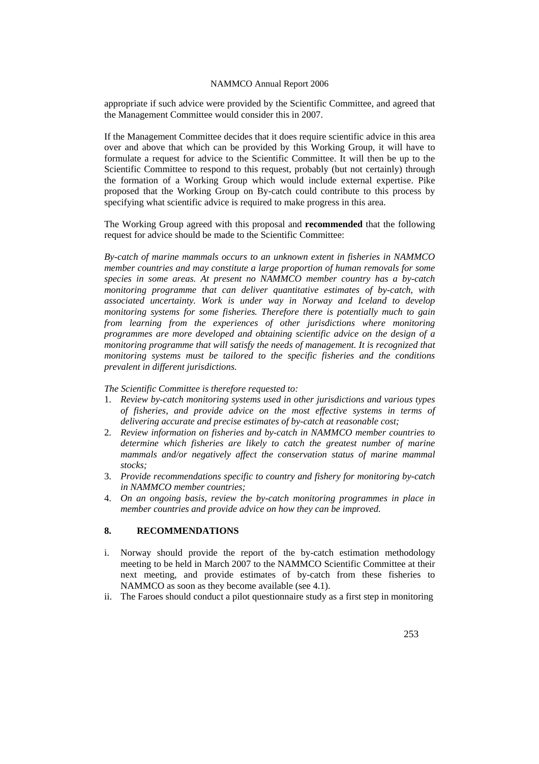appropriate if such advice were provided by the Scientific Committee, and agreed that the Management Committee would consider this in 2007.

If the Management Committee decides that it does require scientific advice in this area over and above that which can be provided by this Working Group, it will have to formulate a request for advice to the Scientific Committee. It will then be up to the Scientific Committee to respond to this request, probably (but not certainly) through the formation of a Working Group which would include external expertise. Pike proposed that the Working Group on By-catch could contribute to this process by specifying what scientific advice is required to make progress in this area.

The Working Group agreed with this proposal and **recommended** that the following request for advice should be made to the Scientific Committee:

*By-catch of marine mammals occurs to an unknown extent in fisheries in NAMMCO member countries and may constitute a large proportion of human removals for some species in some areas. At present no NAMMCO member country has a by-catch monitoring programme that can deliver quantitative estimates of by-catch, with associated uncertainty. Work is under way in Norway and Iceland to develop monitoring systems for some fisheries. Therefore there is potentially much to gain from learning from the experiences of other jurisdictions where monitoring programmes are more developed and obtaining scientific advice on the design of a monitoring programme that will satisfy the needs of management. It is recognized that monitoring systems must be tailored to the specific fisheries and the conditions prevalent in different jurisdictions.*

*The Scientific Committee is therefore requested to:*

1. *Review by-catch monitoring systems used in other jurisdictions and various types of fisheries, and provide advice on the most effective systems in terms of delivering accurate and precise estimates of by-catch at reasonable cost;*
2. *Review information on fisheries and by-catch in NAMMCO member countries to determine which fisheries are likely to catch the greatest number of marine mammals and/or negatively affect the conservation status of marine mammal stocks;*
3. *Provide recommendations specific to country and fishery for monitoring by-catch in NAMMCO member countries;*
4. *On an ongoing basis, review the by-catch monitoring programmes in place in member countries and provide advice on how they can be improved.*

## 8. RECOMMENDATIONS

i. Norway should provide the report of the by-catch estimation methodology meeting to be held in March 2007 to the NAMMCO Scientific Committee at their next meeting, and provide estimates of by-catch from these fisheries to NAMMCO as soon as they become available (see 4.1).

ii. The Faroes should conduct a pilot questionnaire study as a first step in monitoring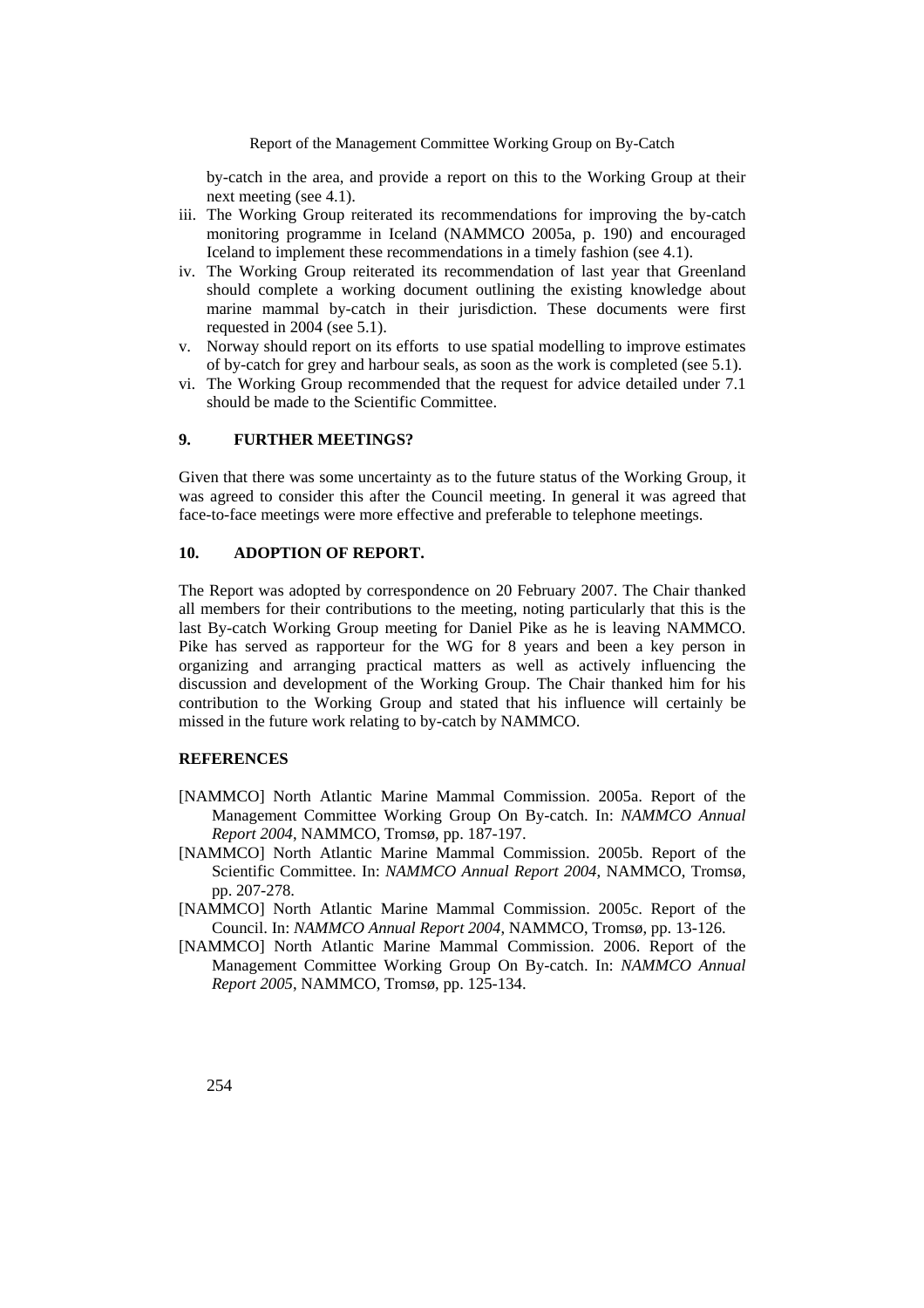by-catch in the area, and provide a report on this to the Working Group at their next meeting (see 4.1).

iii. The Working Group reiterated its recommendations for improving the by-catch monitoring programme in Iceland (NAMMCO 2005a, p. 190) and encouraged Iceland to implement these recommendations in a timely fashion (see 4.1).

iv. The Working Group reiterated its recommendation of last year that Greenland should complete a working document outlining the existing knowledge about marine mammal by-catch in their jurisdiction. These documents were first requested in 2004 (see 5.1).

v. Norway should report on its efforts to use spatial modelling to improve estimates of by-catch for grey and harbour seals, as soon as the work is completed (see 5.1).

vi. The Working Group recommended that the request for advice detailed under 7.1 should be made to the Scientific Committee.

## 9. FURTHER MEETINGS?

Given that there was some uncertainty as to the future status of the Working Group, it was agreed to consider this after the Council meeting. In general it was agreed that face-to-face meetings were more effective and preferable to telephone meetings.

## 10. ADOPTION OF REPORT.

The Report was adopted by correspondence on 20 February 2007. The Chair thanked all members for their contributions to the meeting, noting particularly that this is the last By-catch Working Group meeting for Daniel Pike as he is leaving NAMMCO. Pike has served as rapporteur for the WG for 8 years and been a key person in organizing and arranging practical matters as well as actively influencing the discussion and development of the Working Group. The Chair thanked him for his contribution to the Working Group and stated that his influence will certainly be missed in the future work relating to by-catch by NAMMCO.

## REFERENCES

[NAMMCO] North Atlantic Marine Mammal Commission. 2005a. Report of the Management Committee Working Group On By-catch. In: *NAMMCO Annual Report 2004*, NAMMCO, Tromsø, pp. 187-197.

[NAMMCO] North Atlantic Marine Mammal Commission. 2005b. Report of the Scientific Committee. In: *NAMMCO Annual Report 2004*, NAMMCO, Tromsø, pp. 207-278.

[NAMMCO] North Atlantic Marine Mammal Commission. 2005c. Report of the Council. In: *NAMMCO Annual Report 2004*, NAMMCO, Tromsø, pp. 13-126.

[NAMMCO] North Atlantic Marine Mammal Commission. 2006. Report of the Management Committee Working Group On By-catch. In: *NAMMCO Annual Report 2005*, NAMMCO, Tromsø, pp. 125-134.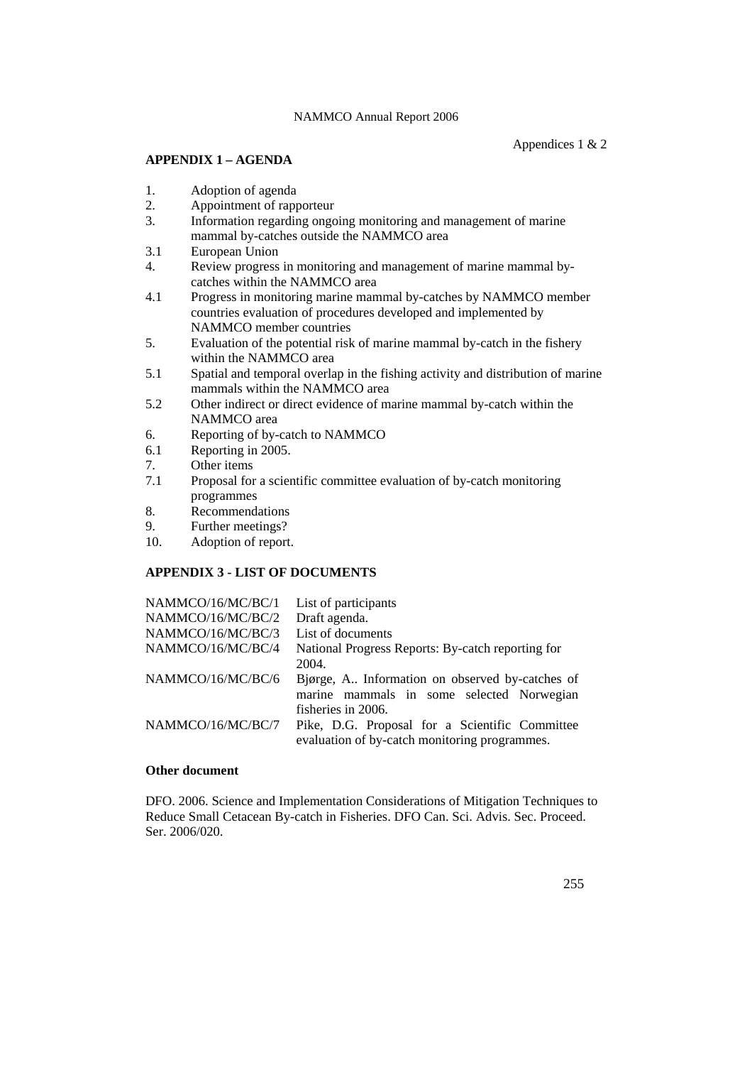## APPENDIX 1 – AGENDA

1. Adoption of agenda
2. Appointment of rapporteur
3. Information regarding ongoing monitoring and management of marine mammal by-catches outside the NAMMCO area
3.1 European Union
4. Review progress in monitoring and management of marine mammal by-catches within the NAMMCO area
4.1 Progress in monitoring marine mammal by-catches by NAMMCO member countries evaluation of procedures developed and implemented by NAMMCO member countries
5. Evaluation of the potential risk of marine mammal by-catch in the fishery within the NAMMCO area
5.1 Spatial and temporal overlap in the fishing activity and distribution of marine mammals within the NAMMCO area
5.2 Other indirect or direct evidence of marine mammal by-catch within the NAMMCO area
6. Reporting of by-catch to NAMMCO
6.1 Reporting in 2005.
7. Other items
7.1 Proposal for a scientific committee evaluation of by-catch monitoring programmes
8. Recommendations
9. Further meetings?
10. Adoption of report.

## APPENDIX 3 - LIST OF DOCUMENTS

| | |
|---|---|
| NAMMCO/16/MC/BC/1 | List of participants |
| NAMMCO/16/MC/BC/2 | Draft agenda. |
| NAMMCO/16/MC/BC/3 | List of documents |
| NAMMCO/16/MC/BC/4 | National Progress Reports: By-catch reporting for 2004. |
| NAMMCO/16/MC/BC/6 | Bjørge, A.. Information on observed by-catches of marine mammals in some selected Norwegian fisheries in 2006. |
| NAMMCO/16/MC/BC/7 | Pike, D.G. Proposal for a Scientific Committee evaluation of by-catch monitoring programmes. |

### Other document

DFO. 2006. Science and Implementation Considerations of Mitigation Techniques to Reduce Small Cetacean By-catch in Fisheries. DFO Can. Sci. Advis. Sec. Proceed. Ser. 2006/020.